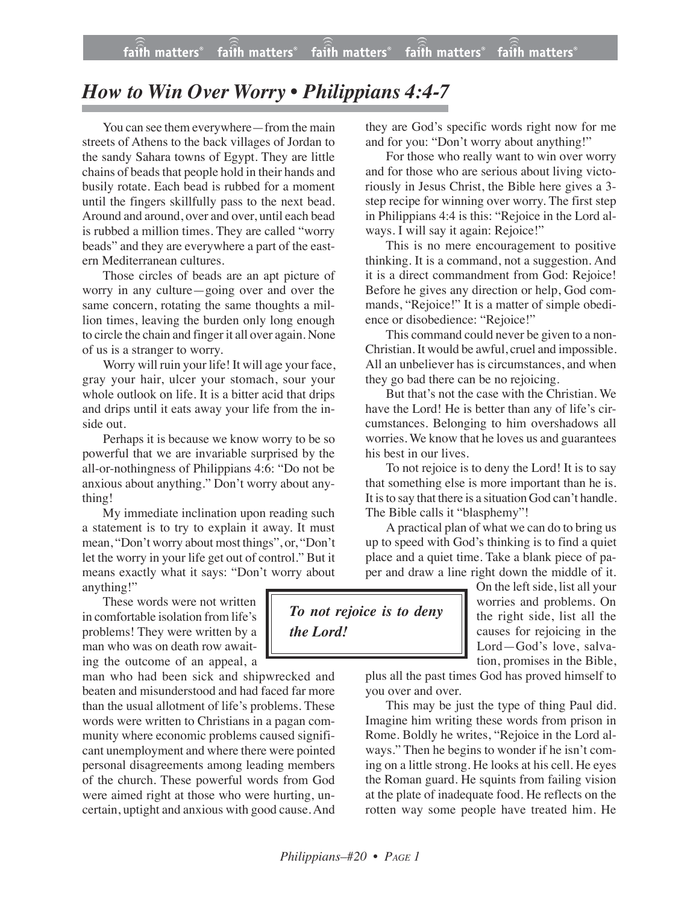# How to Win Over Worry • Philippians 4:4-7

You can see them everywhere—from the main streets of Athens to the back villages of Jordan to the sandy Sahara towns of Egypt. They are little chains of beads that people hold in their hands and busily rotate. Each bead is rubbed for a moment until the fingers skillfully pass to the next bead. Around and around, over and over, until each bead is rubbed a million times. They are called "worry beads" and they are everywhere a part of the eastern Mediterranean cultures.

Those circles of beads are an apt picture of worry in any culture—going over and over the same concern, rotating the same thoughts a million times, leaving the burden only long enough to circle the chain and finger it all over again. None of us is a stranger to worry.

Worry will ruin your life! It will age your face, gray your hair, ulcer your stomach, sour your whole outlook on life. It is a bitter acid that drips and drips until it eats away your life from the inside out.

Perhaps it is because we know worry to be so powerful that we are invariable surprised by the all-or-nothingness of Philippians 4:6: "Do not be anxious about anything." Don't worry about anything!

My immediate inclination upon reading such a statement is to try to explain it away. It must mean, "Don't worry about most things", or, "Don't let the worry in your life get out of control." But it means exactly what it says: "Don't worry about anything!"

These words were not written in comfortable isolation from life's problems! They were written by a man who was on death row awaiting the outcome of an appeal, a man who had been sick and shipwrecked and beaten and misunderstood and had faced far more than the usual allotment of life's problems. These words were written to Christians in a pagan community where economic problems caused significant unemployment and where there were pointed personal disagreements among leading members of the church. These powerful words from God were aimed right at those who were hurting, uncertain, uptight and anxious with good cause. And they are God's specific words right now for me and for you: "Don't worry about anything!"

For those who really want to win over worry and for those who are serious about living victoriously in Jesus Christ, the Bible here gives a 3-step recipe for winning over worry. The first step in Philippians 4:4 is this: "Rejoice in the Lord always. I will say it again: Rejoice!"

This is no mere encouragement to positive thinking. It is a command, not a suggestion. And it is a direct commandment from God: Rejoice! Before he gives any direction or help, God commands, "Rejoice!" It is a matter of simple obedience or disobedience: "Rejoice!"

This command could never be given to a non-Christian. It would be awful, cruel and impossible. All an unbeliever has is circumstances, and when they go bad there can be no rejoicing.

But that's not the case with the Christian. We have the Lord! He is better than any of life's circumstances. Belonging to him overshadows all worries. We know that he loves us and guarantees his best in our lives.

To not rejoice is to deny the Lord! It is to say that something else is more important than he is. It is to say that there is a situation God can't handle. The Bible calls it "blasphemy"!

> ***To not rejoice is to deny the Lord!***

A practical plan of what we can do to bring us up to speed with God's thinking is to find a quiet place and a quiet time. Take a blank piece of paper and draw a line right down the middle of it. On the left side, list all your worries and problems. On the right side, list all the causes for rejoicing in the Lord—God's love, salvation, promises in the Bible, plus all the past times God has proved himself to you over and over.

This may be just the type of thing Paul did. Imagine him writing these words from prison in Rome. Boldly he writes, "Rejoice in the Lord always." Then he begins to wonder if he isn't coming on a little strong. He looks at his cell. He eyes the Roman guard. He squints from failing vision at the plate of inadequate food. He reflects on the rotten way some people have treated him. He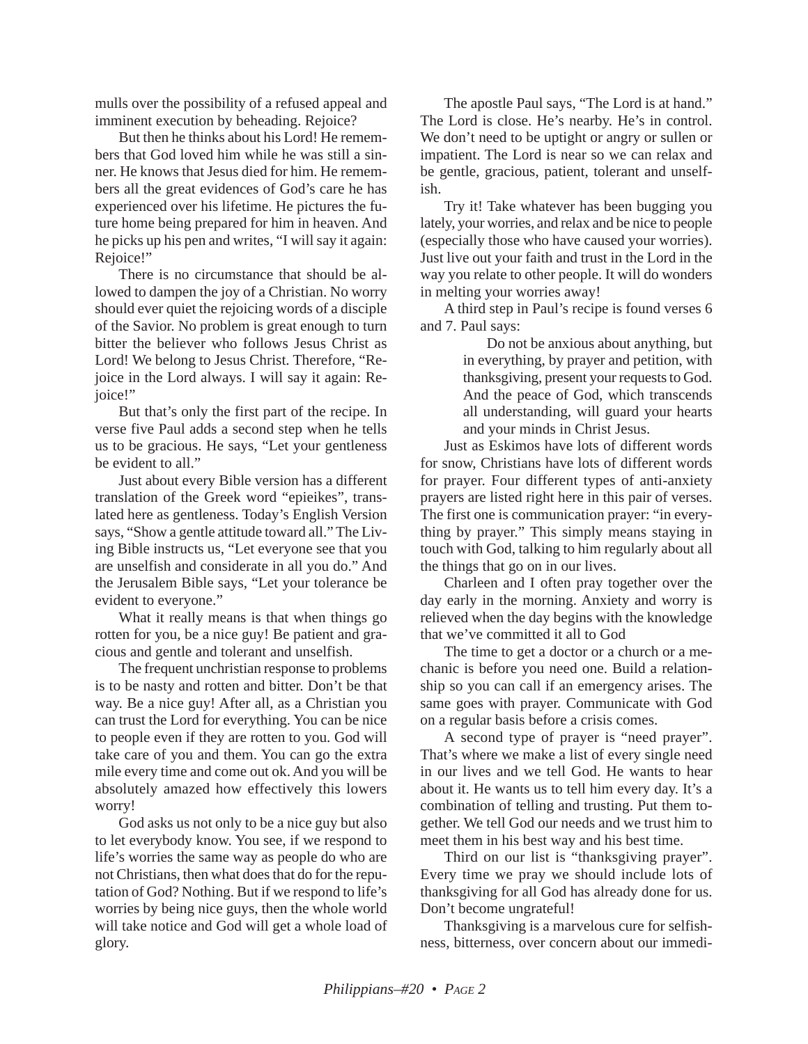mulls over the possibility of a refused appeal and imminent execution by beheading. Rejoice?

But then he thinks about his Lord! He remembers that God loved him while he was still a sinner. He knows that Jesus died for him. He remembers all the great evidences of God's care he has experienced over his lifetime. He pictures the future home being prepared for him in heaven. And he picks up his pen and writes, "I will say it again: Rejoice!"

There is no circumstance that should be allowed to dampen the joy of a Christian. No worry should ever quiet the rejoicing words of a disciple of the Savior. No problem is great enough to turn bitter the believer who follows Jesus Christ as Lord! We belong to Jesus Christ. Therefore, "Rejoice in the Lord always. I will say it again: Rejoice!"

But that's only the first part of the recipe. In verse five Paul adds a second step when he tells us to be gracious. He says, "Let your gentleness be evident to all."

Just about every Bible version has a different translation of the Greek word "epieikes", translated here as gentleness. Today's English Version says, "Show a gentle attitude toward all." The Living Bible instructs us, "Let everyone see that you are unselfish and considerate in all you do." And the Jerusalem Bible says, "Let your tolerance be evident to everyone."

What it really means is that when things go rotten for you, be a nice guy! Be patient and gracious and gentle and tolerant and unselfish.

The frequent unchristian response to problems is to be nasty and rotten and bitter. Don't be that way. Be a nice guy! After all, as a Christian you can trust the Lord for everything. You can be nice to people even if they are rotten to you. God will take care of you and them. You can go the extra mile every time and come out ok. And you will be absolutely amazed how effectively this lowers worry!

God asks us not only to be a nice guy but also to let everybody know. You see, if we respond to life's worries the same way as people do who are not Christians, then what does that do for the reputation of God? Nothing. But if we respond to life's worries by being nice guys, then the whole world will take notice and God will get a whole load of glory.

The apostle Paul says, "The Lord is at hand." The Lord is close. He's nearby. He's in control. We don't need to be uptight or angry or sullen or impatient. The Lord is near so we can relax and be gentle, gracious, patient, tolerant and unselfish.

Try it! Take whatever has been bugging you lately, your worries, and relax and be nice to people (especially those who have caused your worries). Just live out your faith and trust in the Lord in the way you relate to other people. It will do wonders in melting your worries away!

A third step in Paul's recipe is found verses 6 and 7. Paul says:

> Do not be anxious about anything, but in everything, by prayer and petition, with thanksgiving, present your requests to God. And the peace of God, which transcends all understanding, will guard your hearts and your minds in Christ Jesus.

Just as Eskimos have lots of different words for snow, Christians have lots of different words for prayer. Four different types of anti-anxiety prayers are listed right here in this pair of verses. The first one is communication prayer: "in everything by prayer." This simply means staying in touch with God, talking to him regularly about all the things that go on in our lives.

Charleen and I often pray together over the day early in the morning. Anxiety and worry is relieved when the day begins with the knowledge that we've committed it all to God

The time to get a doctor or a church or a mechanic is before you need one. Build a relationship so you can call if an emergency arises. The same goes with prayer. Communicate with God on a regular basis before a crisis comes.

A second type of prayer is "need prayer". That's where we make a list of every single need in our lives and we tell God. He wants to hear about it. He wants us to tell him every day. It's a combination of telling and trusting. Put them together. We tell God our needs and we trust him to meet them in his best way and his best time.

Third on our list is "thanksgiving prayer". Every time we pray we should include lots of thanksgiving for all God has already done for us. Don't become ungrateful!

Thanksgiving is a marvelous cure for selfishness, bitterness, over concern about our immedi-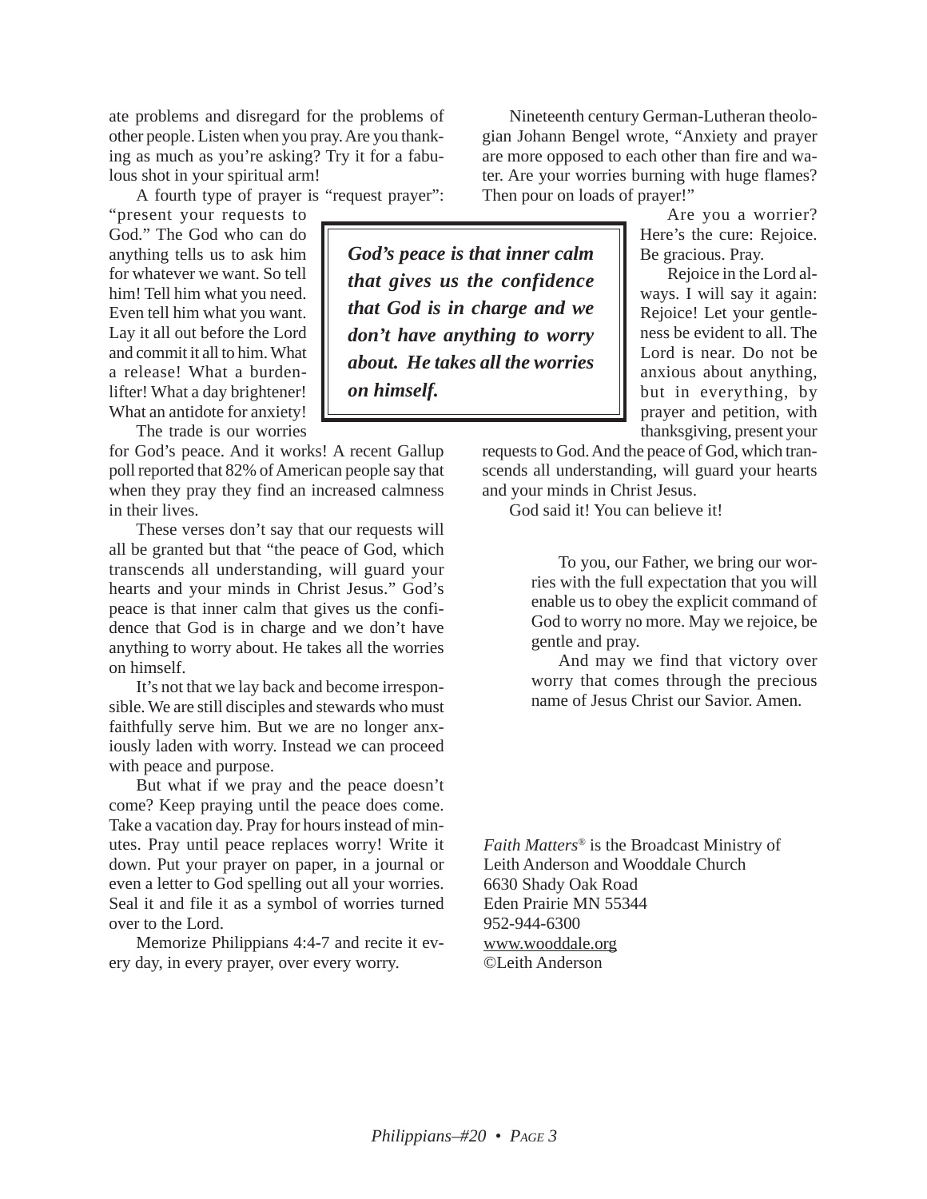ate problems and disregard for the problems of other people. Listen when you pray. Are you thanking as much as you're asking? Try it for a fabulous shot in your spiritual arm!

A fourth type of prayer is "request prayer": "present your requests to God." The God who can do anything tells us to ask him for whatever we want. So tell him! Tell him what you need. Even tell him what you want. Lay it all out before the Lord and commit it all to him. What a release! What a burden-lifter! What a day brightener! What an antidote for anxiety!

The trade is our worries for God's peace. And it works! A recent Gallup poll reported that 82% of American people say that when they pray they find an increased calmness in their lives.

> ***God's peace is that inner calm that gives us the confidence that God is in charge and we don't have anything to worry about. He takes all the worries on himself.***

These verses don't say that our requests will all be granted but that "the peace of God, which transcends all understanding, will guard your hearts and your minds in Christ Jesus." God's peace is that inner calm that gives us the confidence that God is in charge and we don't have anything to worry about. He takes all the worries on himself.

It's not that we lay back and become irresponsible. We are still disciples and stewards who must faithfully serve him. But we are no longer anxiously laden with worry. Instead we can proceed with peace and purpose.

But what if we pray and the peace doesn't come? Keep praying until the peace does come. Take a vacation day. Pray for hours instead of minutes. Pray until peace replaces worry! Write it down. Put your prayer on paper, in a journal or even a letter to God spelling out all your worries. Seal it and file it as a symbol of worries turned over to the Lord.

Memorize Philippians 4:4-7 and recite it every day, in every prayer, over every worry.

Nineteenth century German-Lutheran theologian Johann Bengel wrote, "Anxiety and prayer are more opposed to each other than fire and water. Are your worries burning with huge flames? Then pour on loads of prayer!"

Are you a worrier? Here's the cure: Rejoice. Be gracious. Pray.

Rejoice in the Lord always. I will say it again: Rejoice! Let your gentleness be evident to all. The Lord is near. Do not be anxious about anything, but in everything, by prayer and petition, with thanksgiving, present your requests to God. And the peace of God, which transcends all understanding, will guard your hearts and your minds in Christ Jesus.

God said it! You can believe it!

To you, our Father, we bring our worries with the full expectation that you will enable us to obey the explicit command of God to worry no more. May we rejoice, be gentle and pray.

And may we find that victory over worry that comes through the precious name of Jesus Christ our Savior. Amen.

*Faith Matters*® is the Broadcast Ministry of
Leith Anderson and Wooddale Church
6630 Shady Oak Road
Eden Prairie MN 55344
952-944-6300
www.wooddale.org
©Leith Anderson